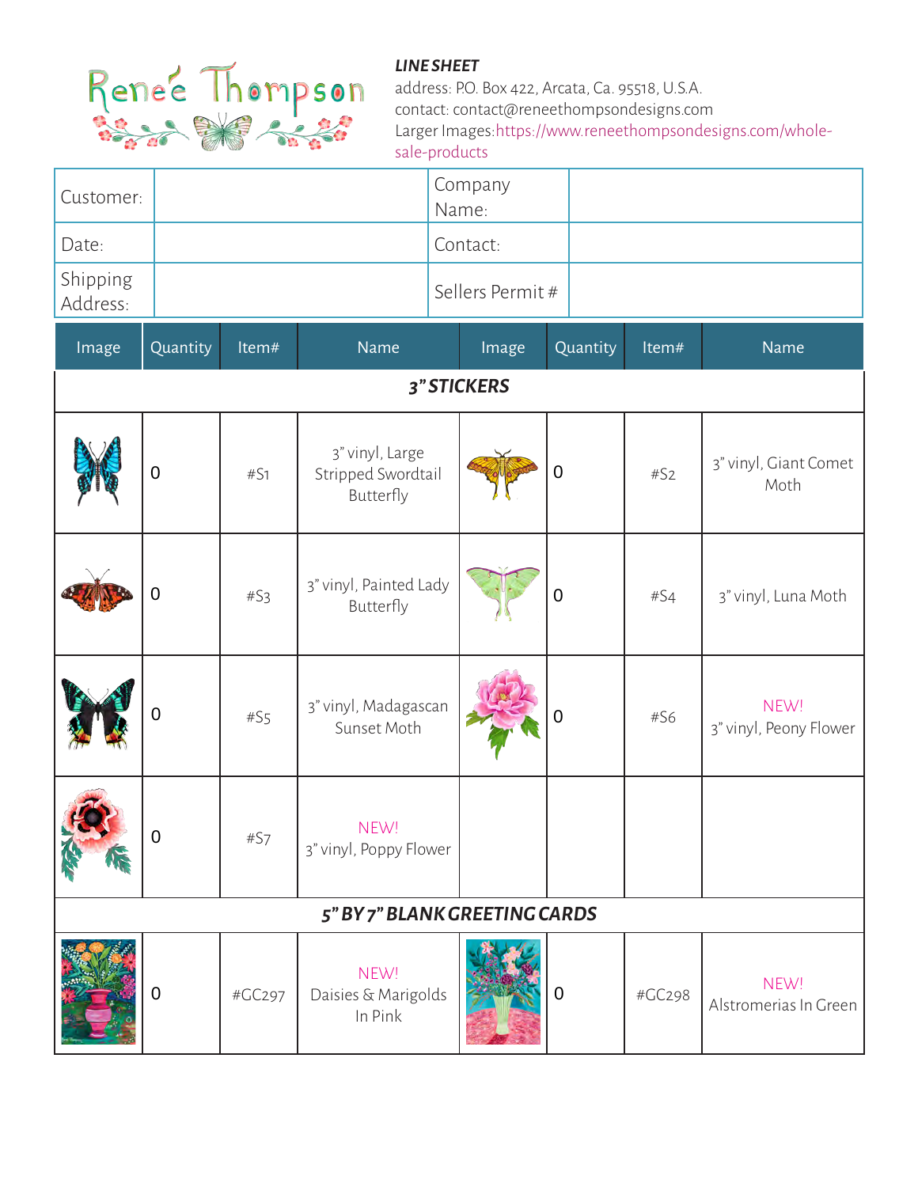Renée Thompson

***LINE SHEET***
address: P.O. Box 422, Arcata, Ca. 95518, U.S.A.
contact: contact@reneethompsondesigns.com
Larger Images: https://www.reneethompsondesigns.com/whole-sale-products

| Customer: | | Company Name: | |
|---|---|---|---|
| Date: | | Contact: | |
| Shipping Address: | | Sellers Permit # | |

| Image | Quantity | Item# | Name | Image | Quantity | Item# | Name |
|---|---|---|---|---|---|---|---|
| ***3" STICKERS*** | | | | | | | |
| | 0 | #S1 | 3" vinyl, Large Stripped Swordtail Butterfly | | 0 | #S2 | 3" vinyl, Giant Comet Moth |
| | 0 | #S3 | 3" vinyl, Painted Lady Butterfly | | 0 | #S4 | 3" vinyl, Luna Moth |
| | 0 | #S5 | 3" vinyl, Madagascan Sunset Moth | | 0 | #S6 | NEW! 3" vinyl, Peony Flower |
| | 0 | #S7 | NEW! 3" vinyl, Poppy Flower | | | | |
| ***5" BY 7" BLANK GREETING CARDS*** | | | | | | | |
| | 0 | #GC297 | NEW! Daisies & Marigolds In Pink | | 0 | #GC298 | NEW! Alstromerias In Green |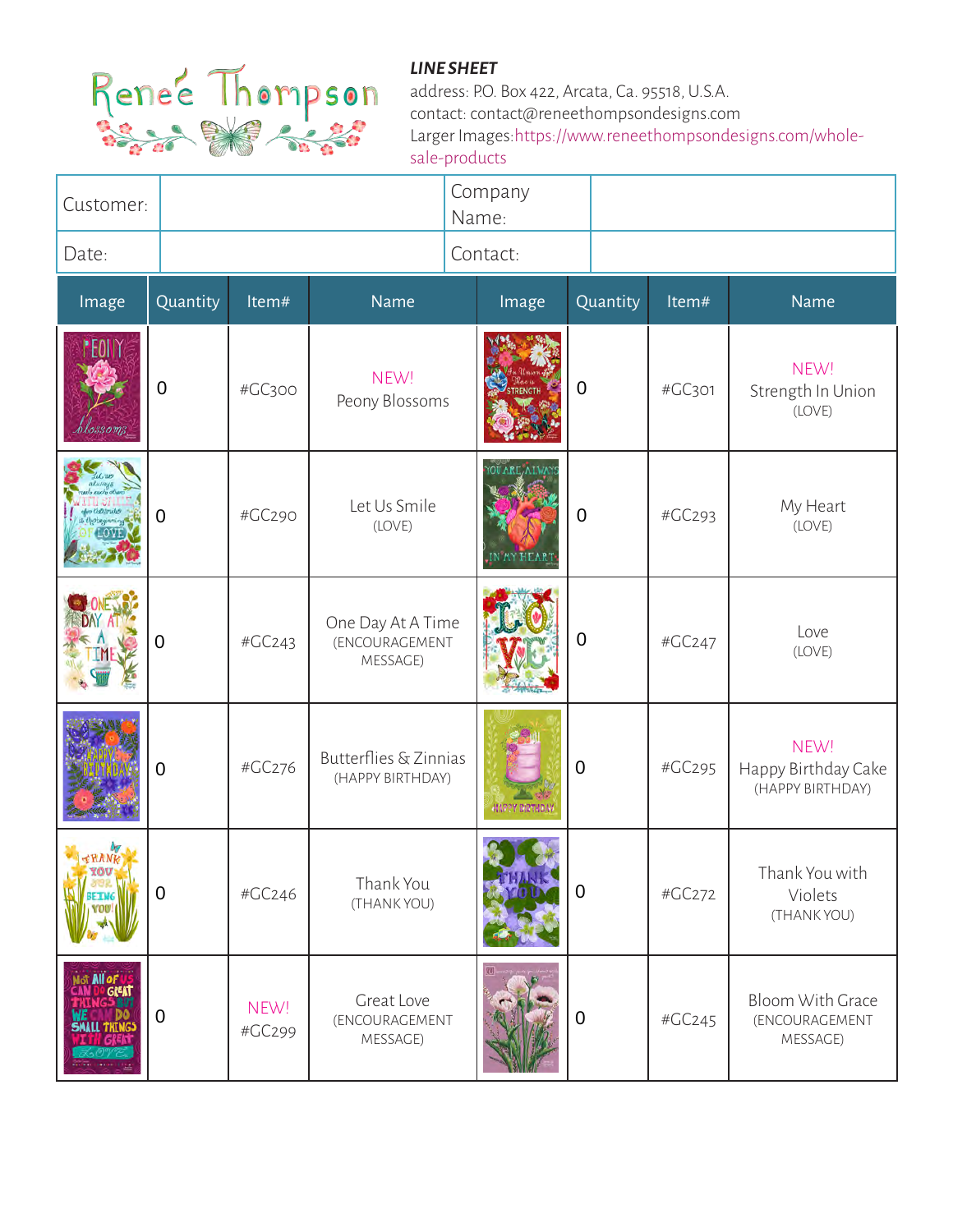Renée Thompson

***LINE SHEET***
address: P.O. Box 422, Arcata, Ca. 95518, U.S.A.
contact: contact@reneethompsondesigns.com
Larger Images: https://www.reneethompsondesigns.com/wholesale-products

| Customer: | | Company Name: | |
|---|---|---|---|
| Date: | | Contact: | |

| Image | Quantity | Item# | Name | Image | Quantity | Item# | Name |
|---|---|---|---|---|---|---|---|
| | 0 | #GC300 | NEW! Peony Blossoms | | 0 | #GC301 | NEW! Strength In Union (LOVE) |
| | 0 | #GC290 | Let Us Smile (LOVE) | | 0 | #GC293 | My Heart (LOVE) |
| | 0 | #GC243 | One Day At A Time (ENCOURAGEMENT MESSAGE) | | 0 | #GC247 | Love (LOVE) |
| | 0 | #GC276 | Butterflies & Zinnias (HAPPY BIRTHDAY) | | 0 | #GC295 | NEW! Happy Birthday Cake (HAPPY BIRTHDAY) |
| | 0 | #GC246 | Thank You (THANK YOU) | | 0 | #GC272 | Thank You with Violets (THANK YOU) |
| | 0 | NEW! #GC299 | Great Love (ENCOURAGEMENT MESSAGE) | | 0 | #GC245 | Bloom With Grace (ENCOURAGEMENT MESSAGE) |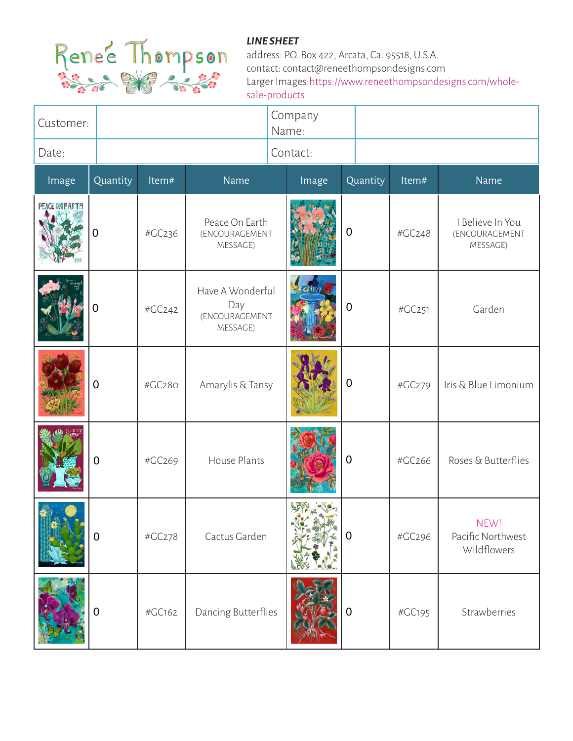Renée Thompson

***LINE SHEET***
address: P.O. Box 422, Arcata, Ca. 95518, U.S.A.
contact: contact@reneethompsondesigns.com
Larger Images: https://www.reneethompsondesigns.com/whole-sale-products

| Customer: | | Company Name: | |
|---|---|---|---|
| Date: | | Contact: | |

| Image | Quantity | Item# | Name | Image | Quantity | Item# | Name |
|---|---|---|---|---|---|---|---|
| | 0 | #GC236 | Peace On Earth (ENCOURAGEMENT MESSAGE) | | 0 | #GC248 | I Believe In You (ENCOURAGEMENT MESSAGE) |
| | 0 | #GC242 | Have A Wonderful Day (ENCOURAGEMENT MESSAGE) | | 0 | #GC251 | Garden |
| | 0 | #GC280 | Amarylis & Tansy | | 0 | #GC279 | Iris & Blue Limonium |
| | 0 | #GC269 | House Plants | | 0 | #GC266 | Roses & Butterflies |
| | 0 | #GC278 | Cactus Garden | | 0 | #GC296 | NEW! Pacific Northwest Wildflowers |
| | 0 | #GC162 | Dancing Butterflies | | 0 | #GC195 | Strawberries |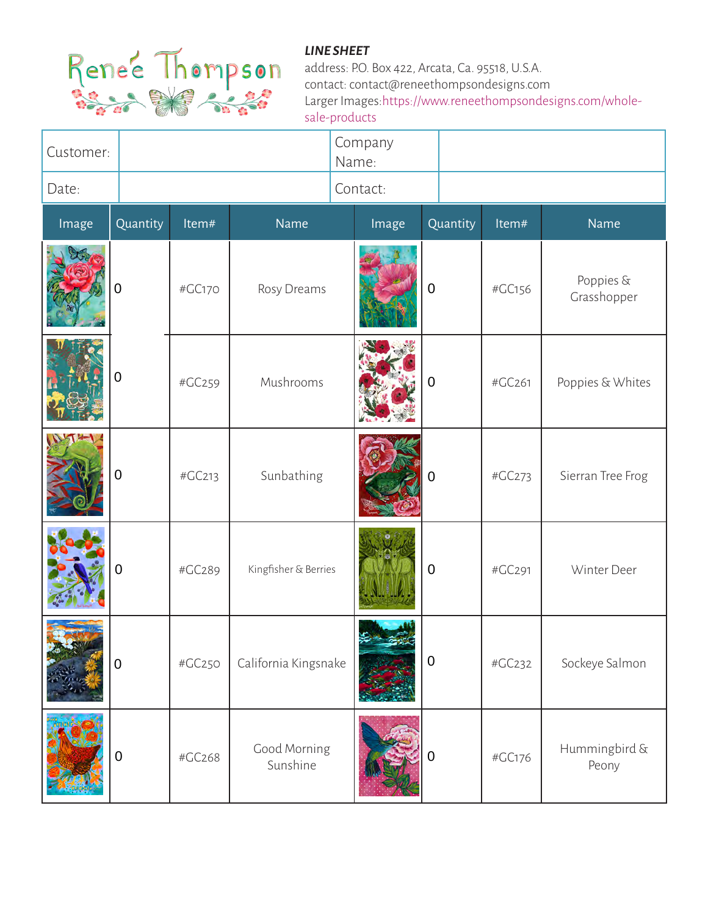Renee Thompson

***LINE SHEET***

address: P.O. Box 422, Arcata, Ca. 95518, U.S.A.
contact: contact@reneethompsondesigns.com
Larger Images: https://www.reneethompsondesigns.com/whole-sale-products

| Customer: | | Company Name: | |
|---|---|---|---|
| Date: | | Contact: | |

| Image | Quantity | Item# | Name | Image | Quantity | Item# | Name |
|---|---|---|---|---|---|---|---|
| | 0 | #GC170 | Rosy Dreams | | 0 | #GC156 | Poppies & Grasshopper |
| | 0 | #GC259 | Mushrooms | | 0 | #GC261 | Poppies & Whites |
| | 0 | #GC213 | Sunbathing | | 0 | #GC273 | Sierran Tree Frog |
| | 0 | #GC289 | Kingfisher & Berries | | 0 | #GC291 | Winter Deer |
| | 0 | #GC250 | California Kingsnake | | 0 | #GC232 | Sockeye Salmon |
| | 0 | #GC268 | Good Morning Sunshine | | 0 | #GC176 | Hummingbird & Peony |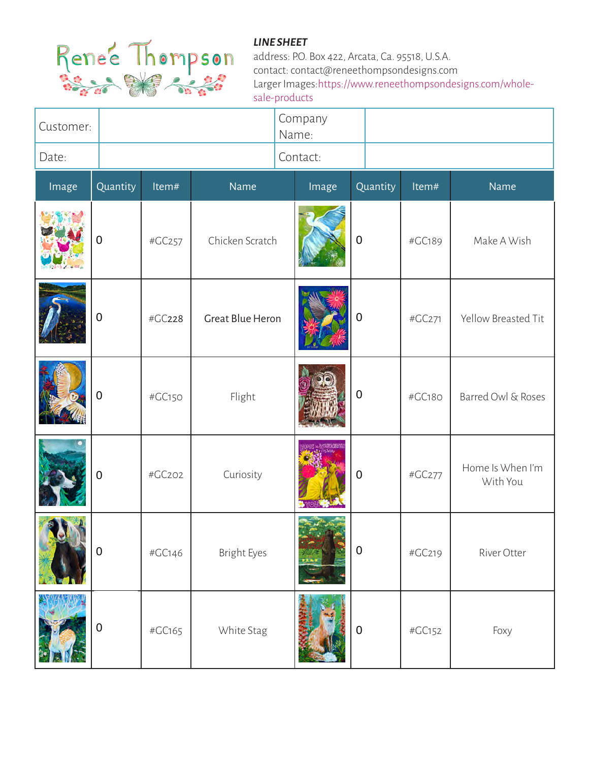Reneé Thompson

***LINE SHEET***
address: P.O. Box 422, Arcata, Ca. 95518, U.S.A.
contact: contact@reneethompsondesigns.com
Larger Images: https://www.reneethompsondesigns.com/whole-sale-products

| Customer: | | Company Name: | |
|---|---|---|---|
| Date: | | Contact: | |

| Image | Quantity | Item# | Name | Image | Quantity | Item# | Name |
|---|---|---|---|---|---|---|---|
| | 0 | #GC257 | Chicken Scratch | | 0 | #GC189 | Make A Wish |
| | 0 | #GC228 | Great Blue Heron | | 0 | #GC271 | Yellow Breasted Tit |
| | 0 | #GC150 | Flight | | 0 | #GC180 | Barred Owl & Roses |
| | 0 | #GC202 | Curiosity | | 0 | #GC277 | Home Is When I'm With You |
| | 0 | #GC146 | Bright Eyes | | 0 | #GC219 | River Otter |
| | 0 | #GC165 | White Stag | | 0 | #GC152 | Foxy |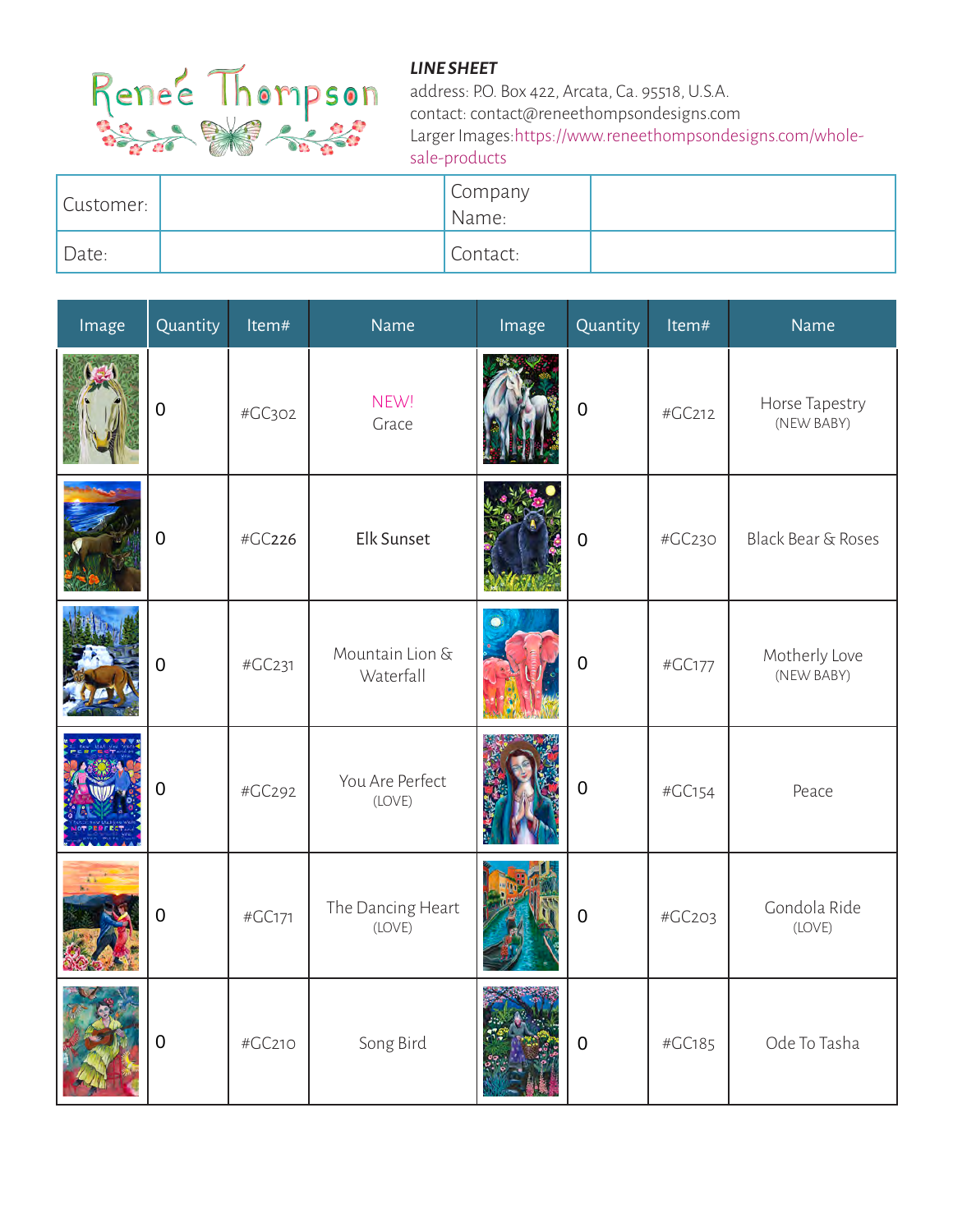Renée Thompson

***LINE SHEET***
address: P.O. Box 422, Arcata, Ca. 95518, U.S.A.
contact: contact@reneethompsondesigns.com
Larger Images: https://www.reneethompsondesigns.com/whole-sale-products

| | | | |
|---|---|---|---|
| Customer: | | Company Name: | |
| Date: | | Contact: | |

| Image | Quantity | Item# | Name | Image | Quantity | Item# | Name |
|---|---|---|---|---|---|---|---|
| | 0 | #GC302 | NEW! Grace | | 0 | #GC212 | Horse Tapestry (NEW BABY) |
| | 0 | #GC226 | Elk Sunset | | 0 | #GC230 | Black Bear & Roses |
| | 0 | #GC231 | Mountain Lion & Waterfall | | 0 | #GC177 | Motherly Love (NEW BABY) |
| | 0 | #GC292 | You Are Perfect (LOVE) | | 0 | #GC154 | Peace |
| | 0 | #GC171 | The Dancing Heart (LOVE) | | 0 | #GC203 | Gondola Ride (LOVE) |
| | 0 | #GC210 | Song Bird | | 0 | #GC185 | Ode To Tasha |